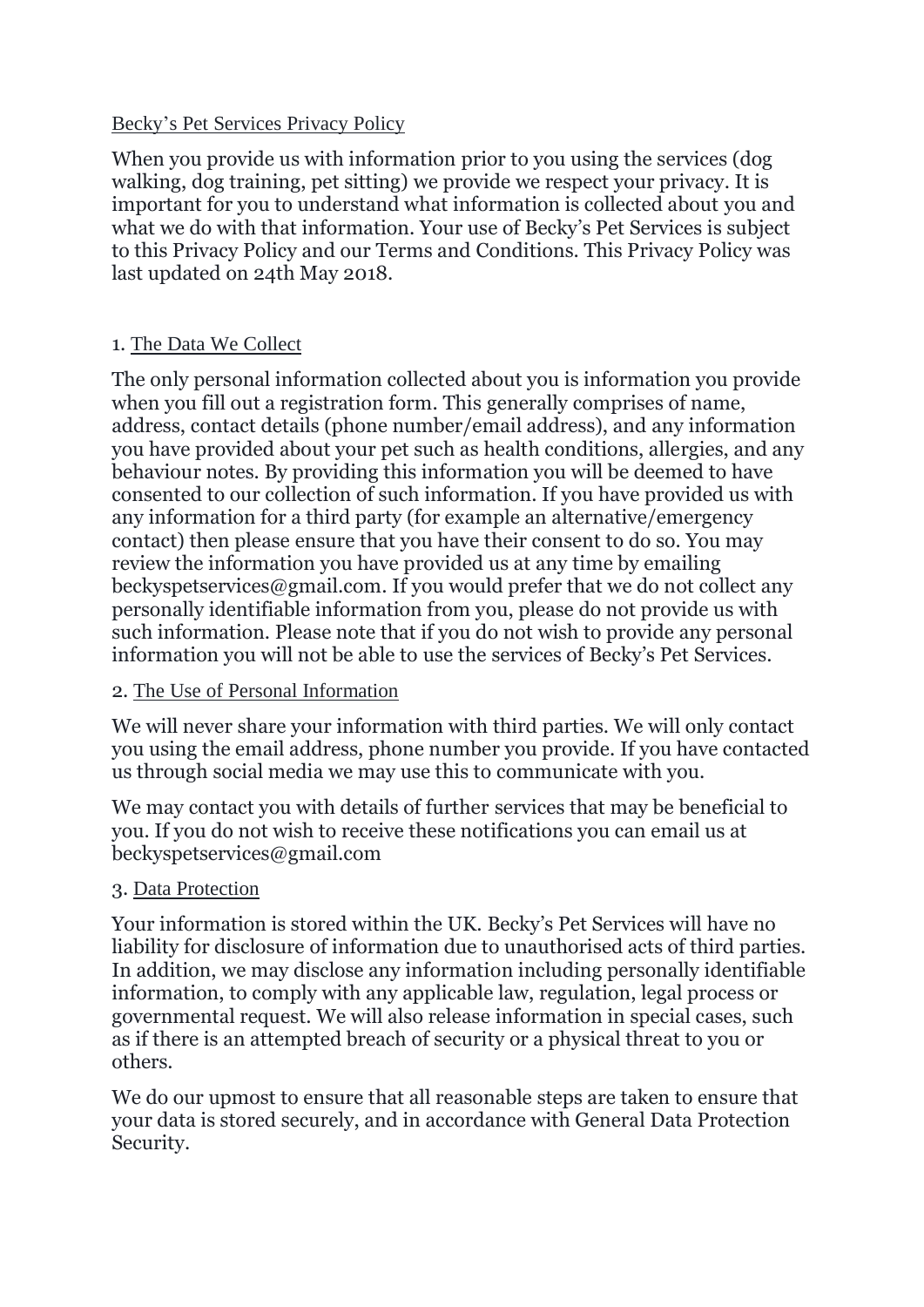# Becky's Pet Services Privacy Policy

When you provide us with information prior to you using the services (dog walking, dog training, pet sitting) we provide we respect your privacy. It is important for you to understand what information is collected about you and what we do with that information. Your use of Becky's Pet Services is subject to this Privacy Policy and our Terms and Conditions. This Privacy Policy was last updated on 24th May 2018.

## 1. The Data We Collect

The only personal information collected about you is information you provide when you fill out a registration form. This generally comprises of name, address, contact details (phone number/email address), and any information you have provided about your pet such as health conditions, allergies, and any behaviour notes. By providing this information you will be deemed to have consented to our collection of such information. If you have provided us with any information for a third party (for example an alternative/emergency contact) then please ensure that you have their consent to do so. You may review the information you have provided us at any time by emailing beckyspetservices@gmail.com. If you would prefer that we do not collect any personally identifiable information from you, please do not provide us with such information. Please note that if you do not wish to provide any personal information you will not be able to use the services of Becky's Pet Services.

## 2. The Use of Personal Information

We will never share your information with third parties. We will only contact you using the email address, phone number you provide. If you have contacted us through social media we may use this to communicate with you.

We may contact you with details of further services that may be beneficial to you. If you do not wish to receive these notifications you can email us at beckyspetservices@gmail.com

## 3. Data Protection

Your information is stored within the UK. Becky's Pet Services will have no liability for disclosure of information due to unauthorised acts of third parties. In addition, we may disclose any information including personally identifiable information, to comply with any applicable law, regulation, legal process or governmental request. We will also release information in special cases, such as if there is an attempted breach of security or a physical threat to you or others.

We do our upmost to ensure that all reasonable steps are taken to ensure that your data is stored securely, and in accordance with General Data Protection Security.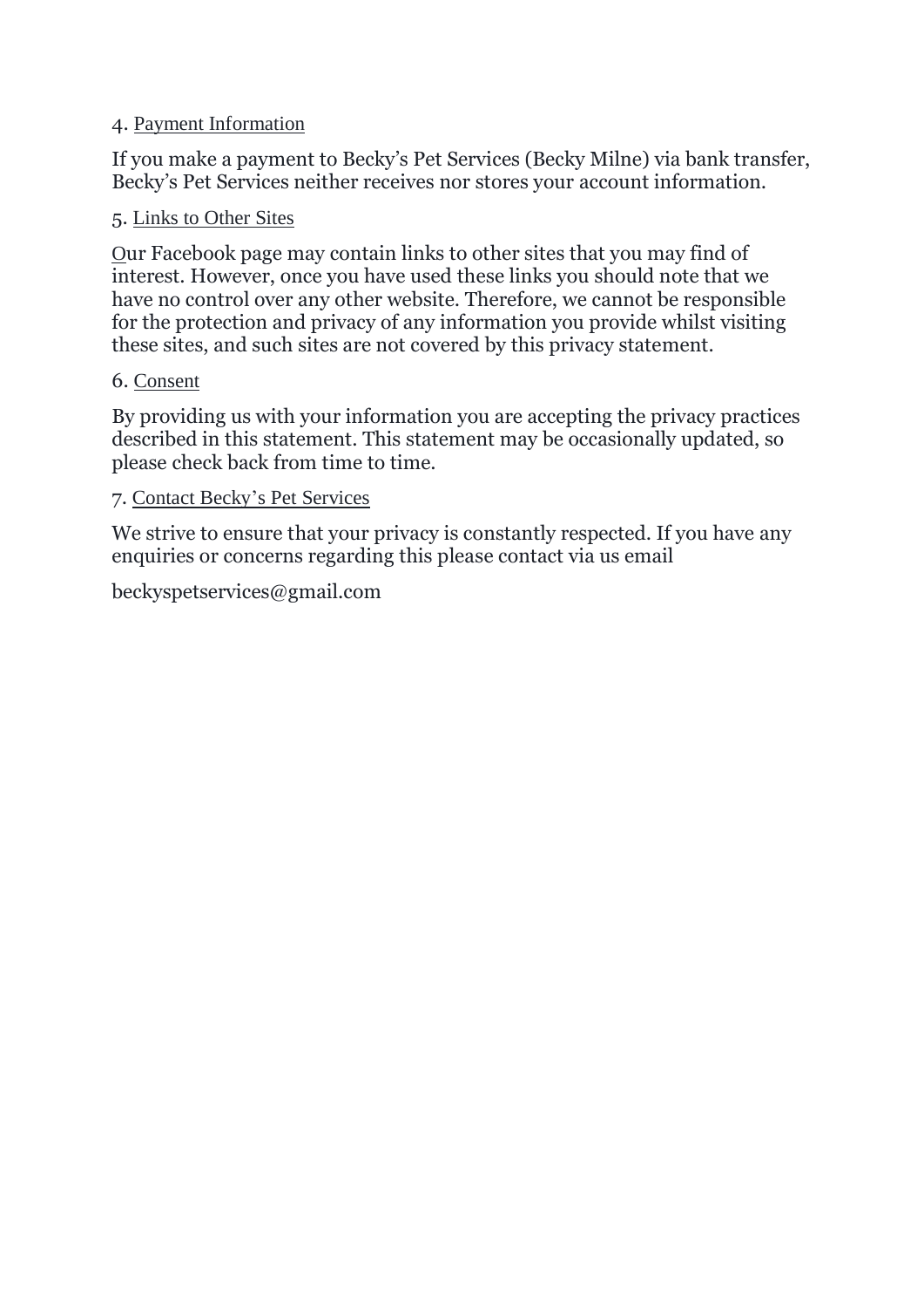4. Payment Information

If you make a payment to Becky's Pet Services (Becky Milne) via bank transfer, Becky's Pet Services neither receives nor stores your account information.

5. Links to Other Sites

Our Facebook page may contain links to other sites that you may find of interest. However, once you have used these links you should note that we have no control over any other website. Therefore, we cannot be responsible for the protection and privacy of any information you provide whilst visiting these sites, and such sites are not covered by this privacy statement.

6. Consent

By providing us with your information you are accepting the privacy practices described in this statement. This statement may be occasionally updated, so please check back from time to time.

7. Contact Becky's Pet Services

We strive to ensure that your privacy is constantly respected. If you have any enquiries or concerns regarding this please contact via us email

beckyspetservices@gmail.com